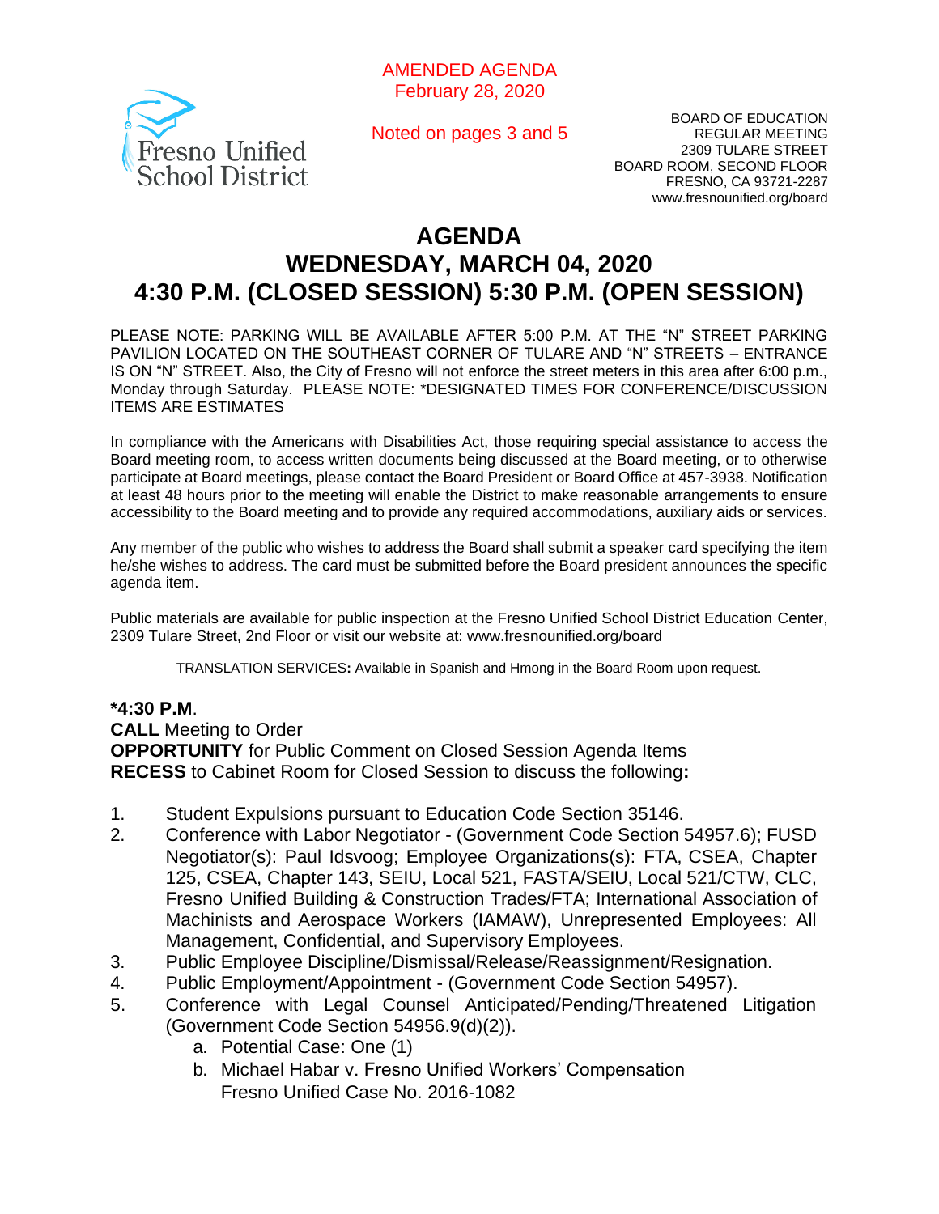AMENDED AGENDA
February 28, 2020

Noted on pages 3 and 5

Fresno Unified School District

BOARD OF EDUCATION
REGULAR MEETING
2309 TULARE STREET
BOARD ROOM, SECOND FLOOR
FRESNO, CA 93721-2287
www.fresnounified.org/board

# AGENDA
# WEDNESDAY, MARCH 04, 2020
# 4:30 P.M. (CLOSED SESSION) 5:30 P.M. (OPEN SESSION)

PLEASE NOTE: PARKING WILL BE AVAILABLE AFTER 5:00 P.M. AT THE "N" STREET PARKING PAVILION LOCATED ON THE SOUTHEAST CORNER OF TULARE AND "N" STREETS – ENTRANCE IS ON "N" STREET. Also, the City of Fresno will not enforce the street meters in this area after 6:00 p.m., Monday through Saturday. PLEASE NOTE: *DESIGNATED TIMES FOR CONFERENCE/DISCUSSION ITEMS ARE ESTIMATES

In compliance with the Americans with Disabilities Act, those requiring special assistance to access the Board meeting room, to access written documents being discussed at the Board meeting, or to otherwise participate at Board meetings, please contact the Board President or Board Office at 457-3938. Notification at least 48 hours prior to the meeting will enable the District to make reasonable arrangements to ensure accessibility to the Board meeting and to provide any required accommodations, auxiliary aids or services.

Any member of the public who wishes to address the Board shall submit a speaker card specifying the item he/she wishes to address. The card must be submitted before the Board president announces the specific agenda item.

Public materials are available for public inspection at the Fresno Unified School District Education Center, 2309 Tulare Street, 2nd Floor or visit our website at: www.fresnounified.org/board

TRANSLATION SERVICES: Available in Spanish and Hmong in the Board Room upon request.

**\*4:30 P.M.**
**CALL** Meeting to Order
**OPPORTUNITY** for Public Comment on Closed Session Agenda Items
**RECESS** to Cabinet Room for Closed Session to discuss the following**:**

1. Student Expulsions pursuant to Education Code Section 35146.
2. Conference with Labor Negotiator - (Government Code Section 54957.6); FUSD Negotiator(s): Paul Idsvoog; Employee Organizations(s): FTA, CSEA, Chapter 125, CSEA, Chapter 143, SEIU, Local 521, FASTA/SEIU, Local 521/CTW, CLC, Fresno Unified Building & Construction Trades/FTA; International Association of Machinists and Aerospace Workers (IAMAW), Unrepresented Employees: All Management, Confidential, and Supervisory Employees.
3. Public Employee Discipline/Dismissal/Release/Reassignment/Resignation.
4. Public Employment/Appointment - (Government Code Section 54957).
5. Conference with Legal Counsel Anticipated/Pending/Threatened Litigation (Government Code Section 54956.9(d)(2)).
   a. Potential Case: One (1)
   b. Michael Habar v. Fresno Unified Workers' Compensation
      Fresno Unified Case No. 2016-1082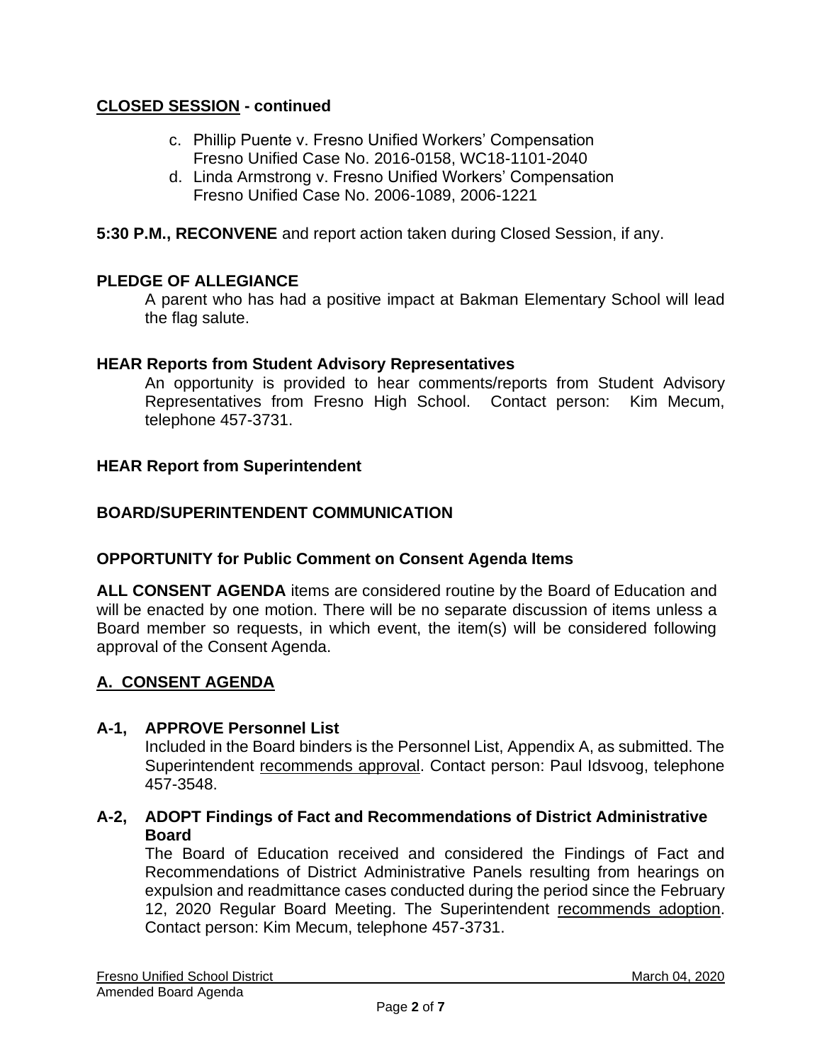## CLOSED SESSION - continued

c. Phillip Puente v. Fresno Unified Workers' Compensation
   Fresno Unified Case No. 2016-0158, WC18-1101-2040
d. Linda Armstrong v. Fresno Unified Workers' Compensation
   Fresno Unified Case No. 2006-1089, 2006-1221

**5:30 P.M., RECONVENE** and report action taken during Closed Session, if any.

### PLEDGE OF ALLEGIANCE

A parent who has had a positive impact at Bakman Elementary School will lead the flag salute.

### HEAR Reports from Student Advisory Representatives

An opportunity is provided to hear comments/reports from Student Advisory Representatives from Fresno High School. Contact person: Kim Mecum, telephone 457-3731.

### HEAR Report from Superintendent

### BOARD/SUPERINTENDENT COMMUNICATION

### OPPORTUNITY for Public Comment on Consent Agenda Items

**ALL CONSENT AGENDA** items are considered routine by the Board of Education and will be enacted by one motion. There will be no separate discussion of items unless a Board member so requests, in which event, the item(s) will be considered following approval of the Consent Agenda.

## A. CONSENT AGENDA

**A-1, APPROVE Personnel List**

Included in the Board binders is the Personnel List, Appendix A, as submitted. The Superintendent recommends approval. Contact person: Paul Idsvoog, telephone 457-3548.

**A-2, ADOPT Findings of Fact and Recommendations of District Administrative Board**

The Board of Education received and considered the Findings of Fact and Recommendations of District Administrative Panels resulting from hearings on expulsion and readmittance cases conducted during the period since the February 12, 2020 Regular Board Meeting. The Superintendent recommends adoption. Contact person: Kim Mecum, telephone 457-3731.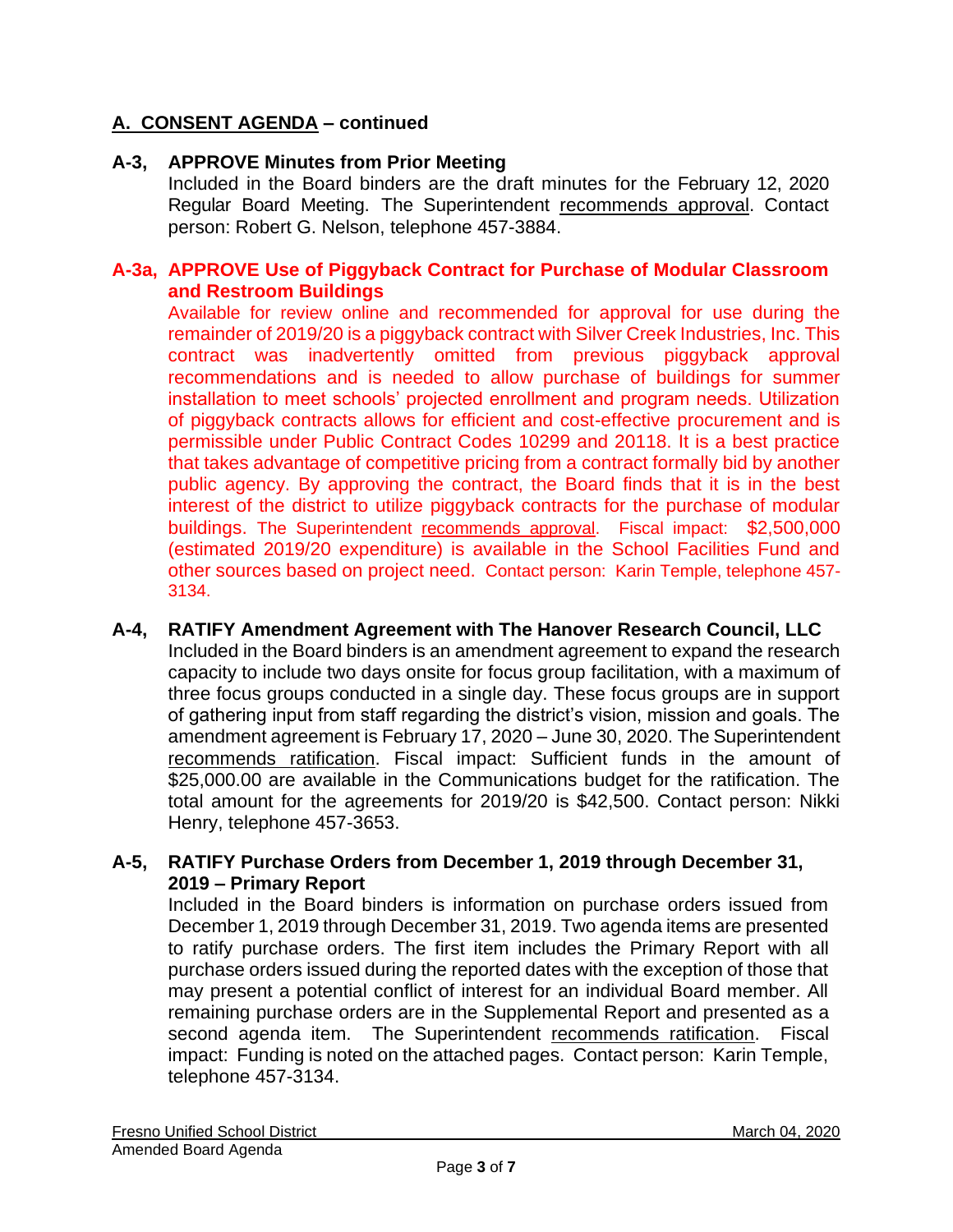## A. CONSENT AGENDA – continued

### A-3, APPROVE Minutes from Prior Meeting

Included in the Board binders are the draft minutes for the February 12, 2020 Regular Board Meeting. The Superintendent recommends approval. Contact person: Robert G. Nelson, telephone 457-3884.

### A-3a, APPROVE Use of Piggyback Contract for Purchase of Modular Classroom and Restroom Buildings

Available for review online and recommended for approval for use during the remainder of 2019/20 is a piggyback contract with Silver Creek Industries, Inc. This contract was inadvertently omitted from previous piggyback approval recommendations and is needed to allow purchase of buildings for summer installation to meet schools' projected enrollment and program needs. Utilization of piggyback contracts allows for efficient and cost-effective procurement and is permissible under Public Contract Codes 10299 and 20118. It is a best practice that takes advantage of competitive pricing from a contract formally bid by another public agency. By approving the contract, the Board finds that it is in the best interest of the district to utilize piggyback contracts for the purchase of modular buildings. The Superintendent recommends approval. Fiscal impact: $2,500,000 (estimated 2019/20 expenditure) is available in the School Facilities Fund and other sources based on project need. Contact person: Karin Temple, telephone 457-3134.

### A-4, RATIFY Amendment Agreement with The Hanover Research Council, LLC

Included in the Board binders is an amendment agreement to expand the research capacity to include two days onsite for focus group facilitation, with a maximum of three focus groups conducted in a single day. These focus groups are in support of gathering input from staff regarding the district's vision, mission and goals. The amendment agreement is February 17, 2020 – June 30, 2020. The Superintendent recommends ratification. Fiscal impact: Sufficient funds in the amount of $25,000.00 are available in the Communications budget for the ratification. The total amount for the agreements for 2019/20 is $42,500. Contact person: Nikki Henry, telephone 457-3653.

### A-5, RATIFY Purchase Orders from December 1, 2019 through December 31, 2019 – Primary Report

Included in the Board binders is information on purchase orders issued from December 1, 2019 through December 31, 2019. Two agenda items are presented to ratify purchase orders. The first item includes the Primary Report with all purchase orders issued during the reported dates with the exception of those that may present a potential conflict of interest for an individual Board member. All remaining purchase orders are in the Supplemental Report and presented as a second agenda item. The Superintendent recommends ratification. Fiscal impact: Funding is noted on the attached pages. Contact person: Karin Temple, telephone 457-3134.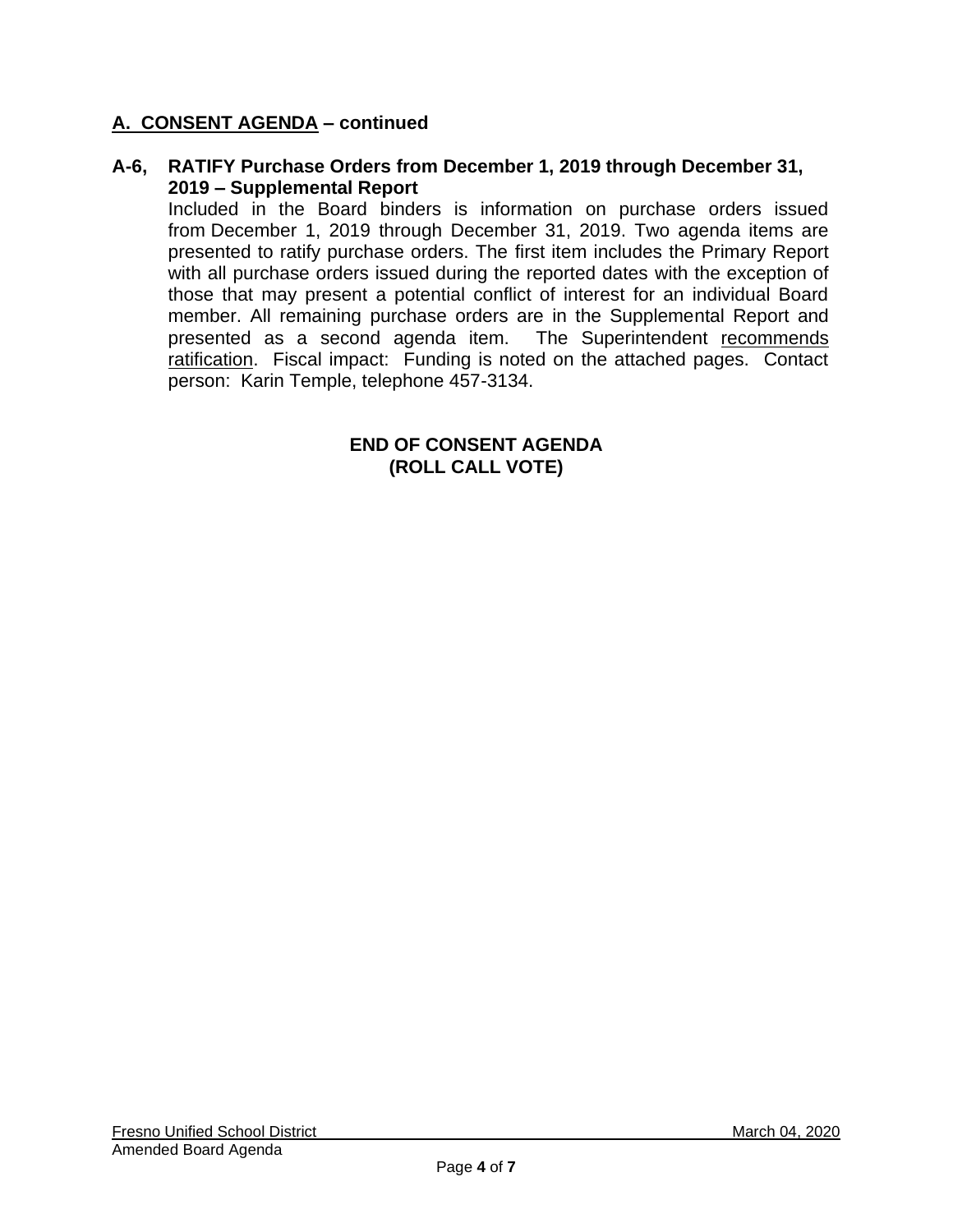## A. CONSENT AGENDA – continued

**A-6, RATIFY Purchase Orders from December 1, 2019 through December 31, 2019 – Supplemental Report**

Included in the Board binders is information on purchase orders issued from December 1, 2019 through December 31, 2019. Two agenda items are presented to ratify purchase orders. The first item includes the Primary Report with all purchase orders issued during the reported dates with the exception of those that may present a potential conflict of interest for an individual Board member. All remaining purchase orders are in the Supplemental Report and presented as a second agenda item. The Superintendent recommends ratification. Fiscal impact: Funding is noted on the attached pages. Contact person: Karin Temple, telephone 457-3134.

**END OF CONSENT AGENDA**
**(ROLL CALL VOTE)**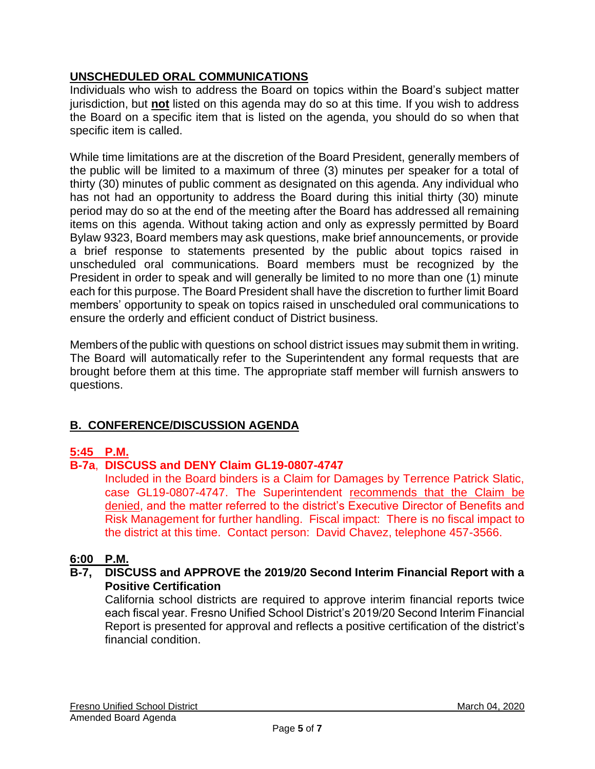## UNSCHEDULED ORAL COMMUNICATIONS

Individuals who wish to address the Board on topics within the Board's subject matter jurisdiction, but **not** listed on this agenda may do so at this time. If you wish to address the Board on a specific item that is listed on the agenda, you should do so when that specific item is called.

While time limitations are at the discretion of the Board President, generally members of the public will be limited to a maximum of three (3) minutes per speaker for a total of thirty (30) minutes of public comment as designated on this agenda. Any individual who has not had an opportunity to address the Board during this initial thirty (30) minute period may do so at the end of the meeting after the Board has addressed all remaining items on this agenda. Without taking action and only as expressly permitted by Board Bylaw 9323, Board members may ask questions, make brief announcements, or provide a brief response to statements presented by the public about topics raised in unscheduled oral communications. Board members must be recognized by the President in order to speak and will generally be limited to no more than one (1) minute each for this purpose. The Board President shall have the discretion to further limit Board members' opportunity to speak on topics raised in unscheduled oral communications to ensure the orderly and efficient conduct of District business.

Members of the public with questions on school district issues may submit them in writing. The Board will automatically refer to the Superintendent any formal requests that are brought before them at this time. The appropriate staff member will furnish answers to questions.

## B. CONFERENCE/DISCUSSION AGENDA

**5:45 P.M.**

**B-7a, DISCUSS and DENY Claim GL19-0807-4747**

Included in the Board binders is a Claim for Damages by Terrence Patrick Slatic, case GL19-0807-4747. The Superintendent recommends that the Claim be denied, and the matter referred to the district's Executive Director of Benefits and Risk Management for further handling. Fiscal impact: There is no fiscal impact to the district at this time. Contact person: David Chavez, telephone 457-3566.

**6:00 P.M.**

**B-7, DISCUSS and APPROVE the 2019/20 Second Interim Financial Report with a Positive Certification**

California school districts are required to approve interim financial reports twice each fiscal year. Fresno Unified School District's 2019/20 Second Interim Financial Report is presented for approval and reflects a positive certification of the district's financial condition.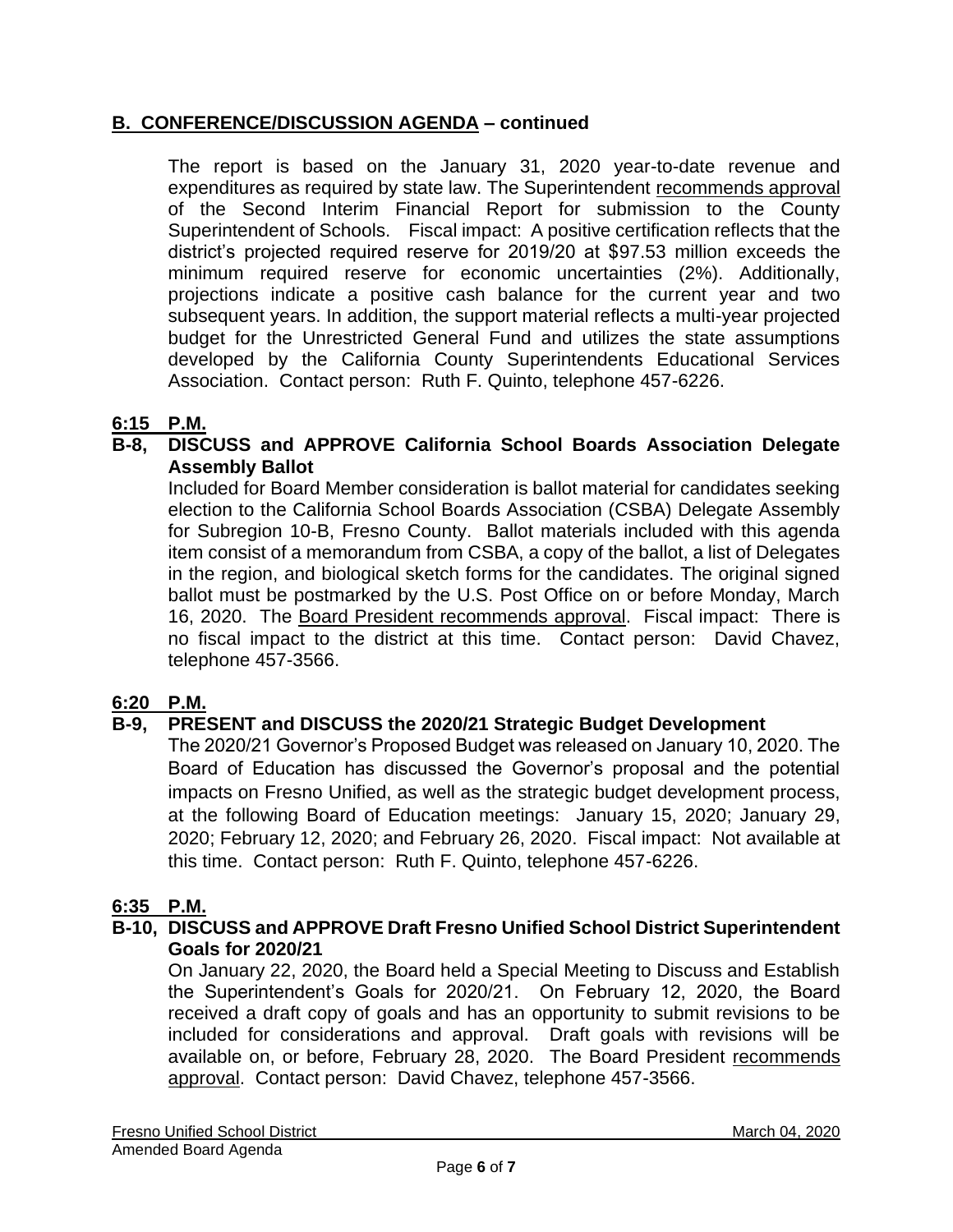## B. CONFERENCE/DISCUSSION AGENDA – continued

The report is based on the January 31, 2020 year-to-date revenue and expenditures as required by state law. The Superintendent recommends approval of the Second Interim Financial Report for submission to the County Superintendent of Schools. Fiscal impact: A positive certification reflects that the district's projected required reserve for 2019/20 at $97.53 million exceeds the minimum required reserve for economic uncertainties (2%). Additionally, projections indicate a positive cash balance for the current year and two subsequent years. In addition, the support material reflects a multi-year projected budget for the Unrestricted General Fund and utilizes the state assumptions developed by the California County Superintendents Educational Services Association. Contact person: Ruth F. Quinto, telephone 457-6226.

**6:15 P.M.**

**B-8, DISCUSS and APPROVE California School Boards Association Delegate Assembly Ballot**

Included for Board Member consideration is ballot material for candidates seeking election to the California School Boards Association (CSBA) Delegate Assembly for Subregion 10-B, Fresno County. Ballot materials included with this agenda item consist of a memorandum from CSBA, a copy of the ballot, a list of Delegates in the region, and biological sketch forms for the candidates. The original signed ballot must be postmarked by the U.S. Post Office on or before Monday, March 16, 2020. The Board President recommends approval. Fiscal impact: There is no fiscal impact to the district at this time. Contact person: David Chavez, telephone 457-3566.

**6:20 P.M.**

**B-9, PRESENT and DISCUSS the 2020/21 Strategic Budget Development**

The 2020/21 Governor's Proposed Budget was released on January 10, 2020. The Board of Education has discussed the Governor's proposal and the potential impacts on Fresno Unified, as well as the strategic budget development process, at the following Board of Education meetings: January 15, 2020; January 29, 2020; February 12, 2020; and February 26, 2020. Fiscal impact: Not available at this time. Contact person: Ruth F. Quinto, telephone 457-6226.

**6:35 P.M.**

**B-10, DISCUSS and APPROVE Draft Fresno Unified School District Superintendent Goals for 2020/21**

On January 22, 2020, the Board held a Special Meeting to Discuss and Establish the Superintendent's Goals for 2020/21. On February 12, 2020, the Board received a draft copy of goals and has an opportunity to submit revisions to be included for considerations and approval. Draft goals with revisions will be available on, or before, February 28, 2020. The Board President recommends approval. Contact person: David Chavez, telephone 457-3566.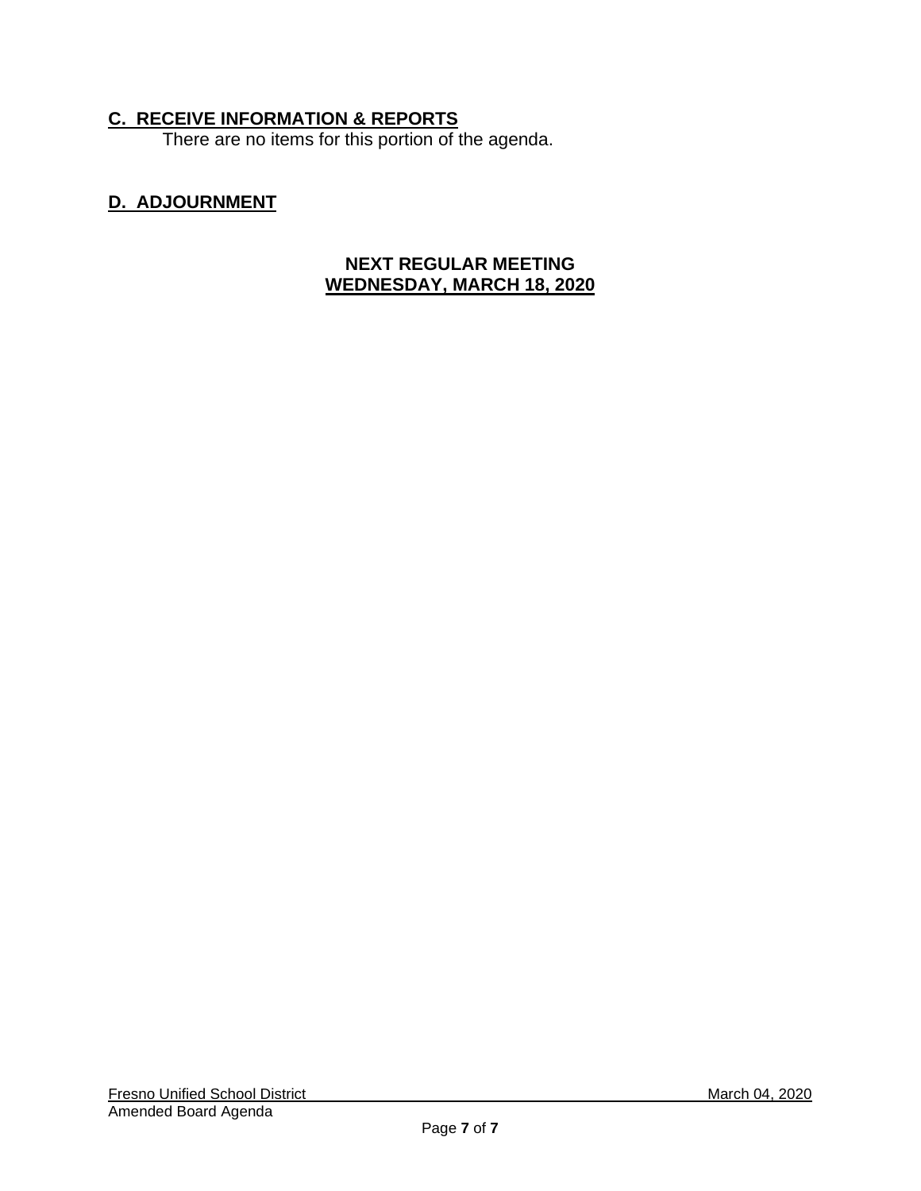## C. RECEIVE INFORMATION & REPORTS

There are no items for this portion of the agenda.

## D. ADJOURNMENT

**NEXT REGULAR MEETING**
**WEDNESDAY, MARCH 18, 2020**